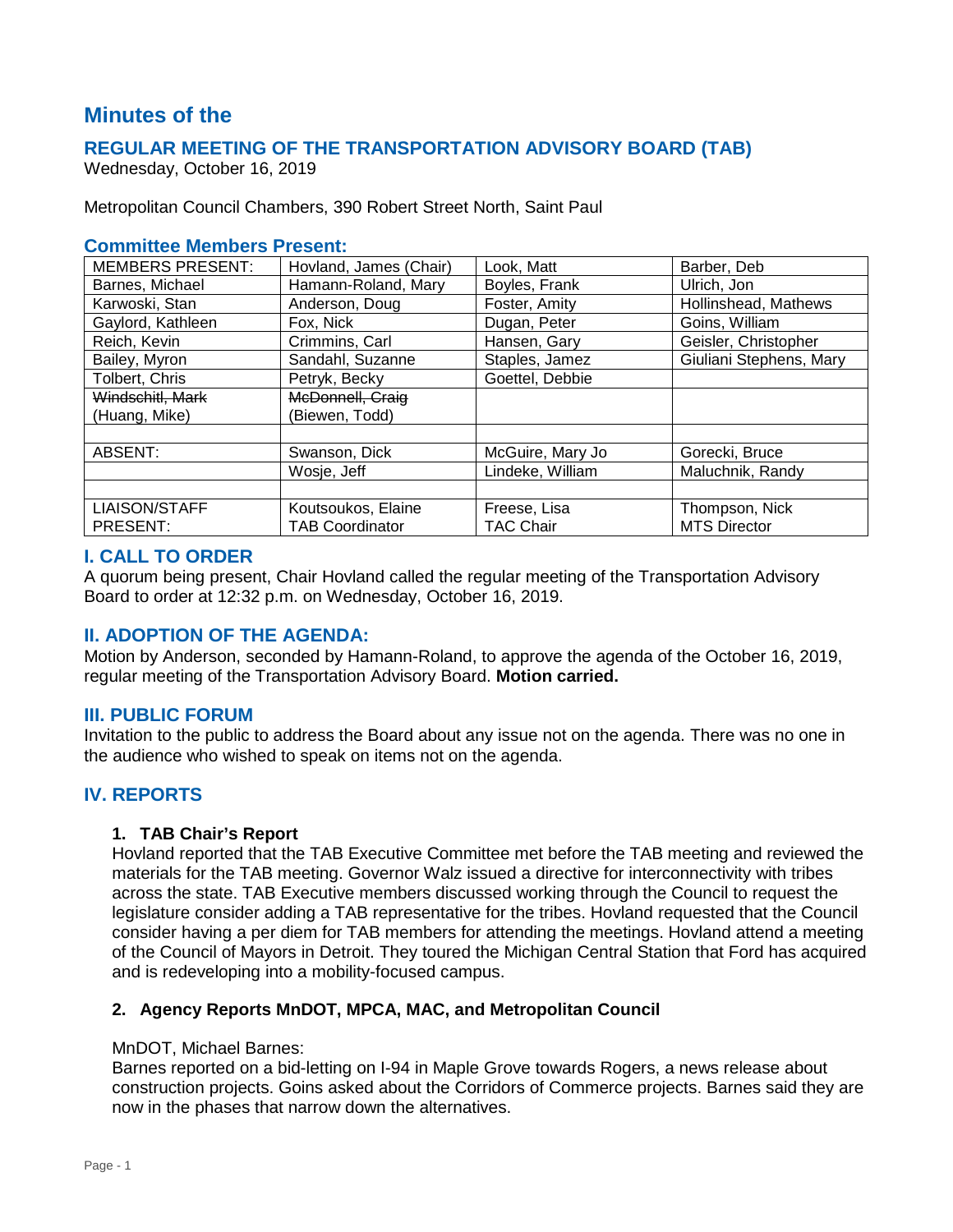# Minutes of the

## REGULAR MEETING OF THE TRANSPORTATION ADVISORY BOARD (TAB)

Wednesday, October 16, 2019

Metropolitan Council Chambers, 390 Robert Street North, Saint Paul

### Committee Members Present:

| MEMBERS PRESENT: | Hovland, James (Chair) | Look, Matt | Barber, Deb |
|---|---|---|---|
| Barnes, Michael | Hamann-Roland, Mary | Boyles, Frank | Ulrich, Jon |
| Karwoski, Stan | Anderson, Doug | Foster, Amity | Hollinshead, Mathews |
| Gaylord, Kathleen | Fox, Nick | Dugan, Peter | Goins, William |
| Reich, Kevin | Crimmins, Carl | Hansen, Gary | Geisler, Christopher |
| Bailey, Myron | Sandahl, Suzanne | Staples, Jamez | Giuliani Stephens, Mary |
| Tolbert, Chris | Petryk, Becky | Goettel, Debbie | |
| ~~Windschitl, Mark~~ (Huang, Mike) | ~~McDonnell, Craig~~ (Biewen, Todd) | | |
| | | | |
| ABSENT: | Swanson, Dick | McGuire, Mary Jo | Gorecki, Bruce |
| | Wosje, Jeff | Lindeke, William | Maluchnik, Randy |
| | | | |
| LIAISON/STAFF PRESENT: | Koutsoukos, Elaine TAB Coordinator | Freese, Lisa TAC Chair | Thompson, Nick MTS Director |

## I. CALL TO ORDER

A quorum being present, Chair Hovland called the regular meeting of the Transportation Advisory Board to order at 12:32 p.m. on Wednesday, October 16, 2019.

## II. ADOPTION OF THE AGENDA:

Motion by Anderson, seconded by Hamann-Roland, to approve the agenda of the October 16, 2019, regular meeting of the Transportation Advisory Board. **Motion carried.**

## III. PUBLIC FORUM

Invitation to the public to address the Board about any issue not on the agenda. There was no one in the audience who wished to speak on items not on the agenda.

## IV. REPORTS

### 1. TAB Chair's Report

Hovland reported that the TAB Executive Committee met before the TAB meeting and reviewed the materials for the TAB meeting. Governor Walz issued a directive for interconnectivity with tribes across the state. TAB Executive members discussed working through the Council to request the legislature consider adding a TAB representative for the tribes. Hovland requested that the Council consider having a per diem for TAB members for attending the meetings. Hovland attend a meeting of the Council of Mayors in Detroit. They toured the Michigan Central Station that Ford has acquired and is redeveloping into a mobility-focused campus.

### 2. Agency Reports MnDOT, MPCA, MAC, and Metropolitan Council

MnDOT, Michael Barnes:

Barnes reported on a bid-letting on I-94 in Maple Grove towards Rogers, a news release about construction projects. Goins asked about the Corridors of Commerce projects. Barnes said they are now in the phases that narrow down the alternatives.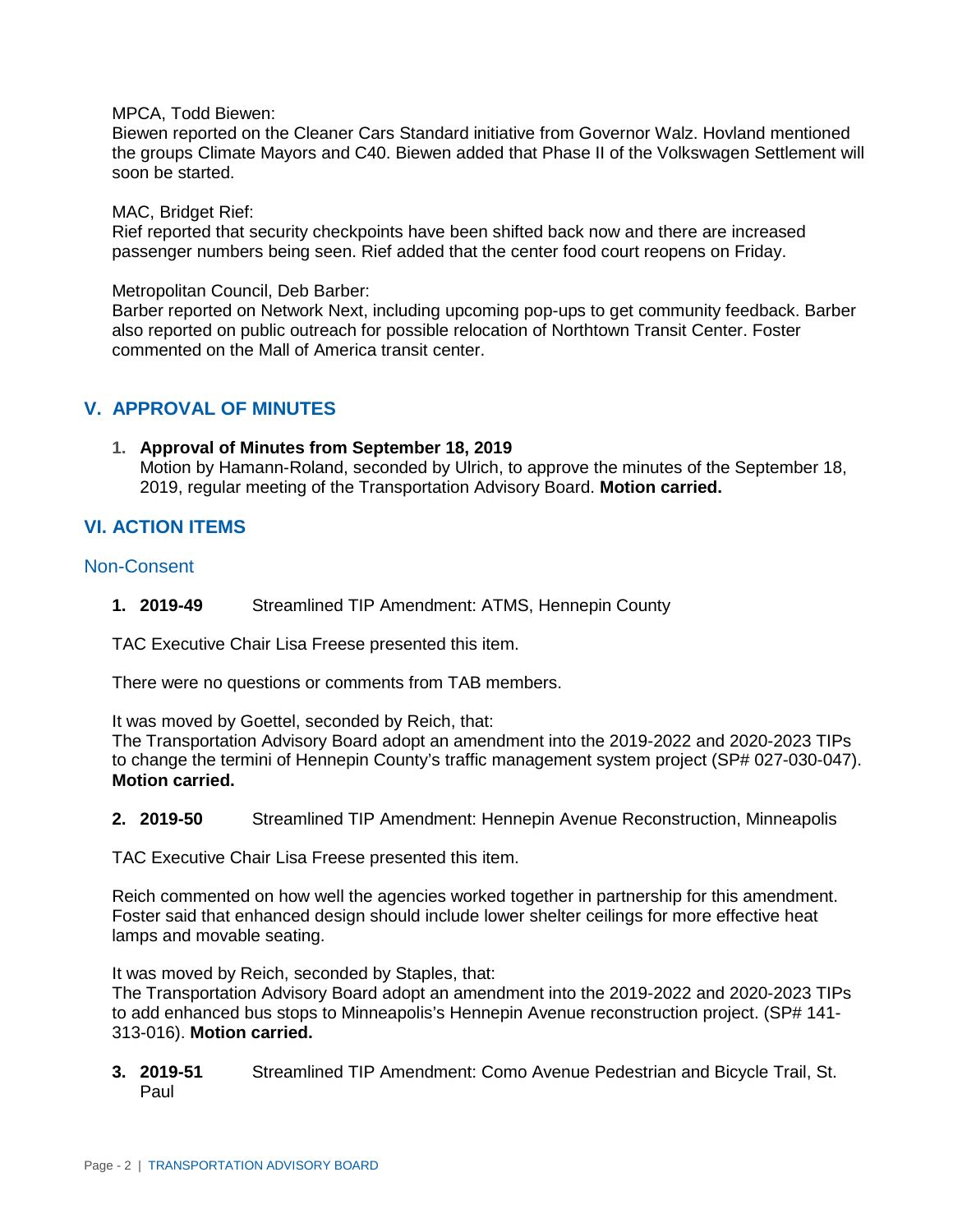MPCA, Todd Biewen:
Biewen reported on the Cleaner Cars Standard initiative from Governor Walz. Hovland mentioned the groups Climate Mayors and C40. Biewen added that Phase II of the Volkswagen Settlement will soon be started.

MAC, Bridget Rief:
Rief reported that security checkpoints have been shifted back now and there are increased passenger numbers being seen. Rief added that the center food court reopens on Friday.

Metropolitan Council, Deb Barber:
Barber reported on Network Next, including upcoming pop-ups to get community feedback. Barber also reported on public outreach for possible relocation of Northtown Transit Center. Foster commented on the Mall of America transit center.

## V. APPROVAL OF MINUTES

1. **Approval of Minutes from September 18, 2019**
   Motion by Hamann-Roland, seconded by Ulrich, to approve the minutes of the September 18, 2019, regular meeting of the Transportation Advisory Board. **Motion carried.**

## VI. ACTION ITEMS

### Non-Consent

1. **2019-49** Streamlined TIP Amendment: ATMS, Hennepin County

TAC Executive Chair Lisa Freese presented this item.

There were no questions or comments from TAB members.

It was moved by Goettel, seconded by Reich, that:
The Transportation Advisory Board adopt an amendment into the 2019-2022 and 2020-2023 TIPs to change the termini of Hennepin County's traffic management system project (SP# 027-030-047). **Motion carried.**

2. **2019-50** Streamlined TIP Amendment: Hennepin Avenue Reconstruction, Minneapolis

TAC Executive Chair Lisa Freese presented this item.

Reich commented on how well the agencies worked together in partnership for this amendment. Foster said that enhanced design should include lower shelter ceilings for more effective heat lamps and movable seating.

It was moved by Reich, seconded by Staples, that:
The Transportation Advisory Board adopt an amendment into the 2019-2022 and 2020-2023 TIPs to add enhanced bus stops to Minneapolis's Hennepin Avenue reconstruction project. (SP# 141-313-016). **Motion carried.**

3. **2019-51** Streamlined TIP Amendment: Como Avenue Pedestrian and Bicycle Trail, St. Paul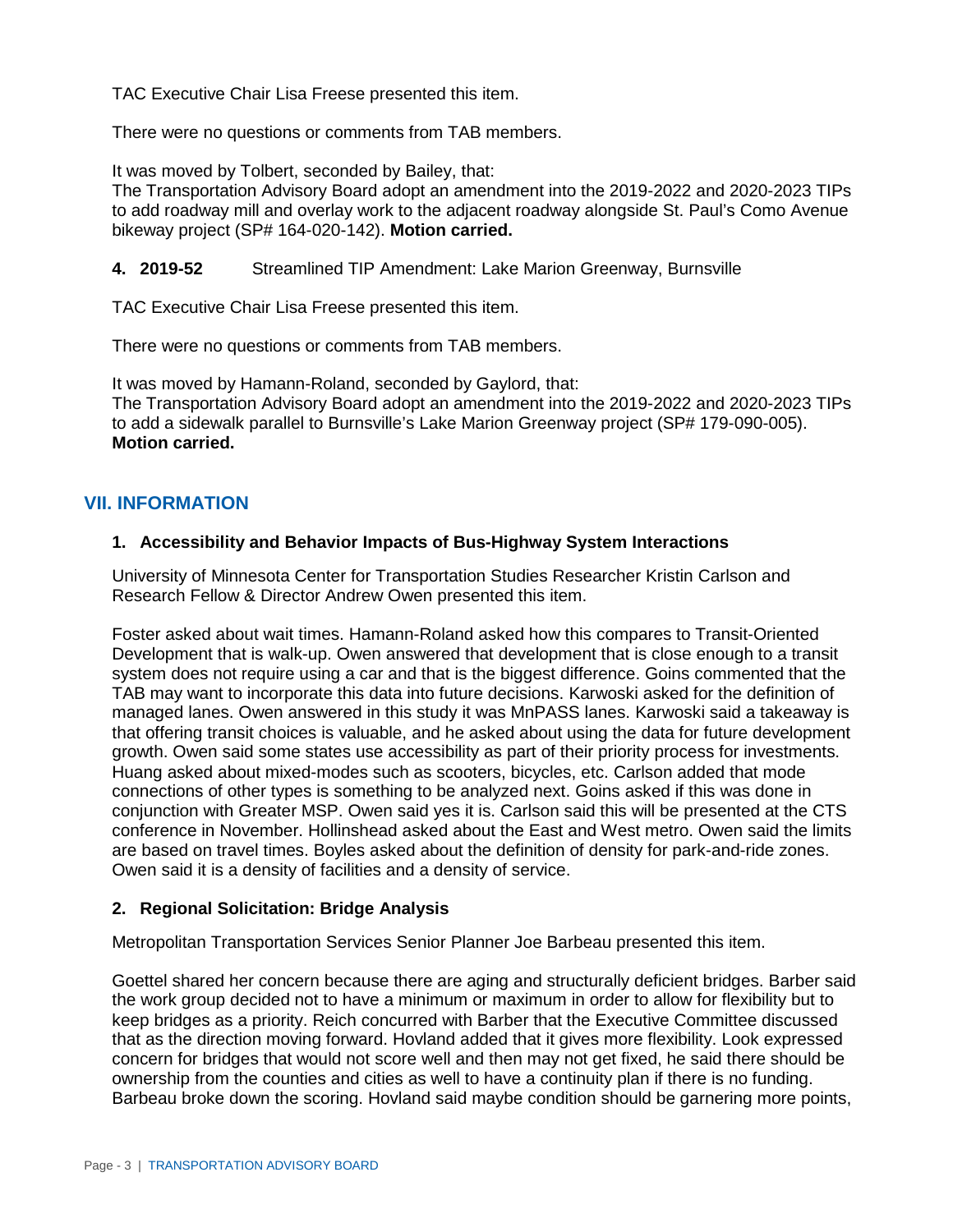TAC Executive Chair Lisa Freese presented this item.

There were no questions or comments from TAB members.

It was moved by Tolbert, seconded by Bailey, that:
The Transportation Advisory Board adopt an amendment into the 2019-2022 and 2020-2023 TIPs to add roadway mill and overlay work to the adjacent roadway alongside St. Paul's Como Avenue bikeway project (SP# 164-020-142). **Motion carried.**

**4. 2019-52** Streamlined TIP Amendment: Lake Marion Greenway, Burnsville

TAC Executive Chair Lisa Freese presented this item.

There were no questions or comments from TAB members.

It was moved by Hamann-Roland, seconded by Gaylord, that:
The Transportation Advisory Board adopt an amendment into the 2019-2022 and 2020-2023 TIPs to add a sidewalk parallel to Burnsville's Lake Marion Greenway project (SP# 179-090-005). **Motion carried.**

## VII. INFORMATION

**1. Accessibility and Behavior Impacts of Bus-Highway System Interactions**

University of Minnesota Center for Transportation Studies Researcher Kristin Carlson and Research Fellow & Director Andrew Owen presented this item.

Foster asked about wait times. Hamann-Roland asked how this compares to Transit-Oriented Development that is walk-up. Owen answered that development that is close enough to a transit system does not require using a car and that is the biggest difference. Goins commented that the TAB may want to incorporate this data into future decisions. Karwoski asked for the definition of managed lanes. Owen answered in this study it was MnPASS lanes. Karwoski said a takeaway is that offering transit choices is valuable, and he asked about using the data for future development growth. Owen said some states use accessibility as part of their priority process for investments. Huang asked about mixed-modes such as scooters, bicycles, etc. Carlson added that mode connections of other types is something to be analyzed next. Goins asked if this was done in conjunction with Greater MSP. Owen said yes it is. Carlson said this will be presented at the CTS conference in November. Hollinshead asked about the East and West metro. Owen said the limits are based on travel times. Boyles asked about the definition of density for park-and-ride zones. Owen said it is a density of facilities and a density of service.

**2. Regional Solicitation: Bridge Analysis**

Metropolitan Transportation Services Senior Planner Joe Barbeau presented this item.

Goettel shared her concern because there are aging and structurally deficient bridges. Barber said the work group decided not to have a minimum or maximum in order to allow for flexibility but to keep bridges as a priority. Reich concurred with Barber that the Executive Committee discussed that as the direction moving forward. Hovland added that it gives more flexibility. Look expressed concern for bridges that would not score well and then may not get fixed, he said there should be ownership from the counties and cities as well to have a continuity plan if there is no funding. Barbeau broke down the scoring. Hovland said maybe condition should be garnering more points,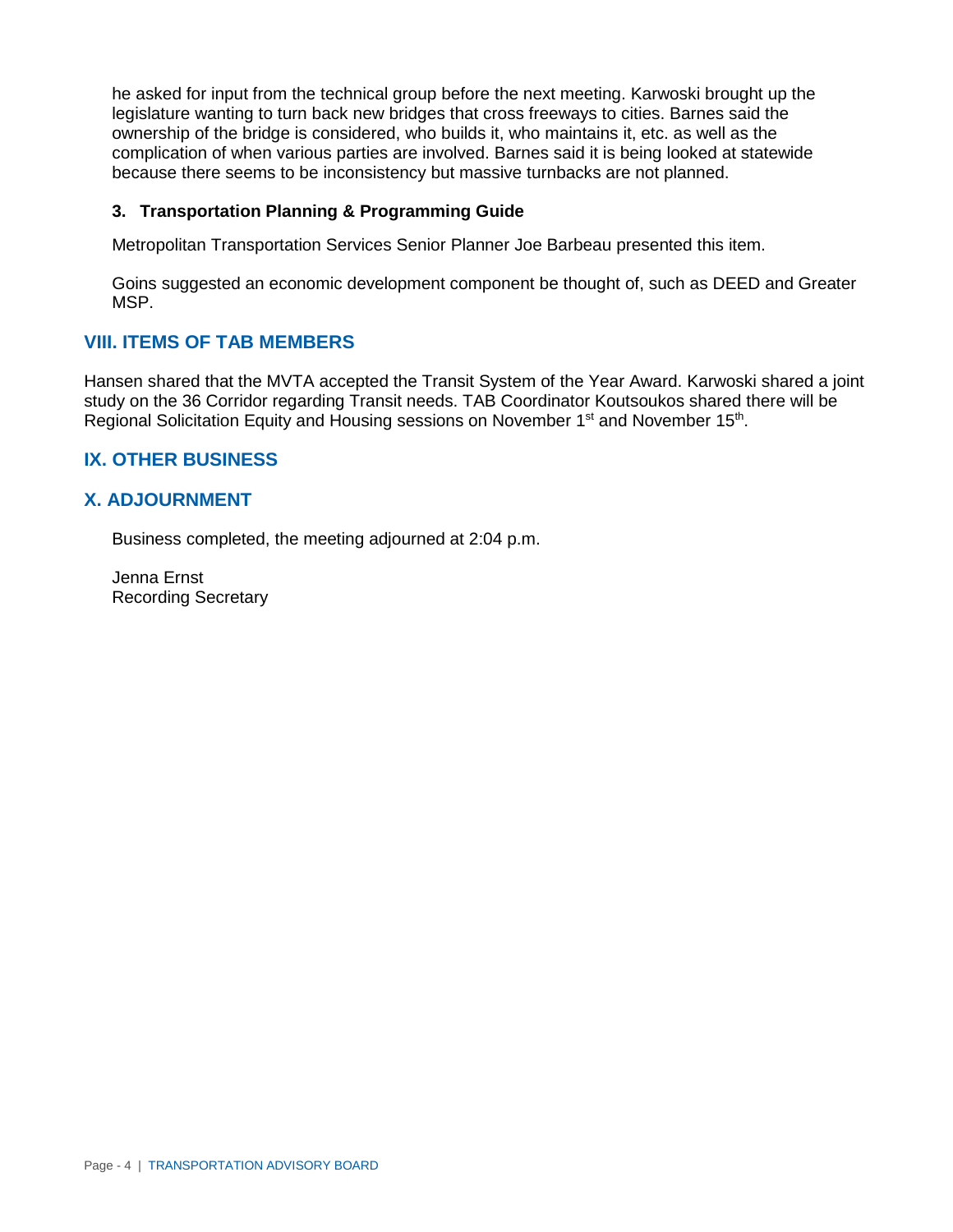he asked for input from the technical group before the next meeting. Karwoski brought up the legislature wanting to turn back new bridges that cross freeways to cities. Barnes said the ownership of the bridge is considered, who builds it, who maintains it, etc. as well as the complication of when various parties are involved. Barnes said it is being looked at statewide because there seems to be inconsistency but massive turnbacks are not planned.

### 3. Transportation Planning & Programming Guide

Metropolitan Transportation Services Senior Planner Joe Barbeau presented this item.

Goins suggested an economic development component be thought of, such as DEED and Greater MSP.

## VIII. ITEMS OF TAB MEMBERS

Hansen shared that the MVTA accepted the Transit System of the Year Award. Karwoski shared a joint study on the 36 Corridor regarding Transit needs. TAB Coordinator Koutsoukos shared there will be Regional Solicitation Equity and Housing sessions on November 1st and November 15th.

## IX. OTHER BUSINESS

## X. ADJOURNMENT

Business completed, the meeting adjourned at 2:04 p.m.

Jenna Ernst
Recording Secretary